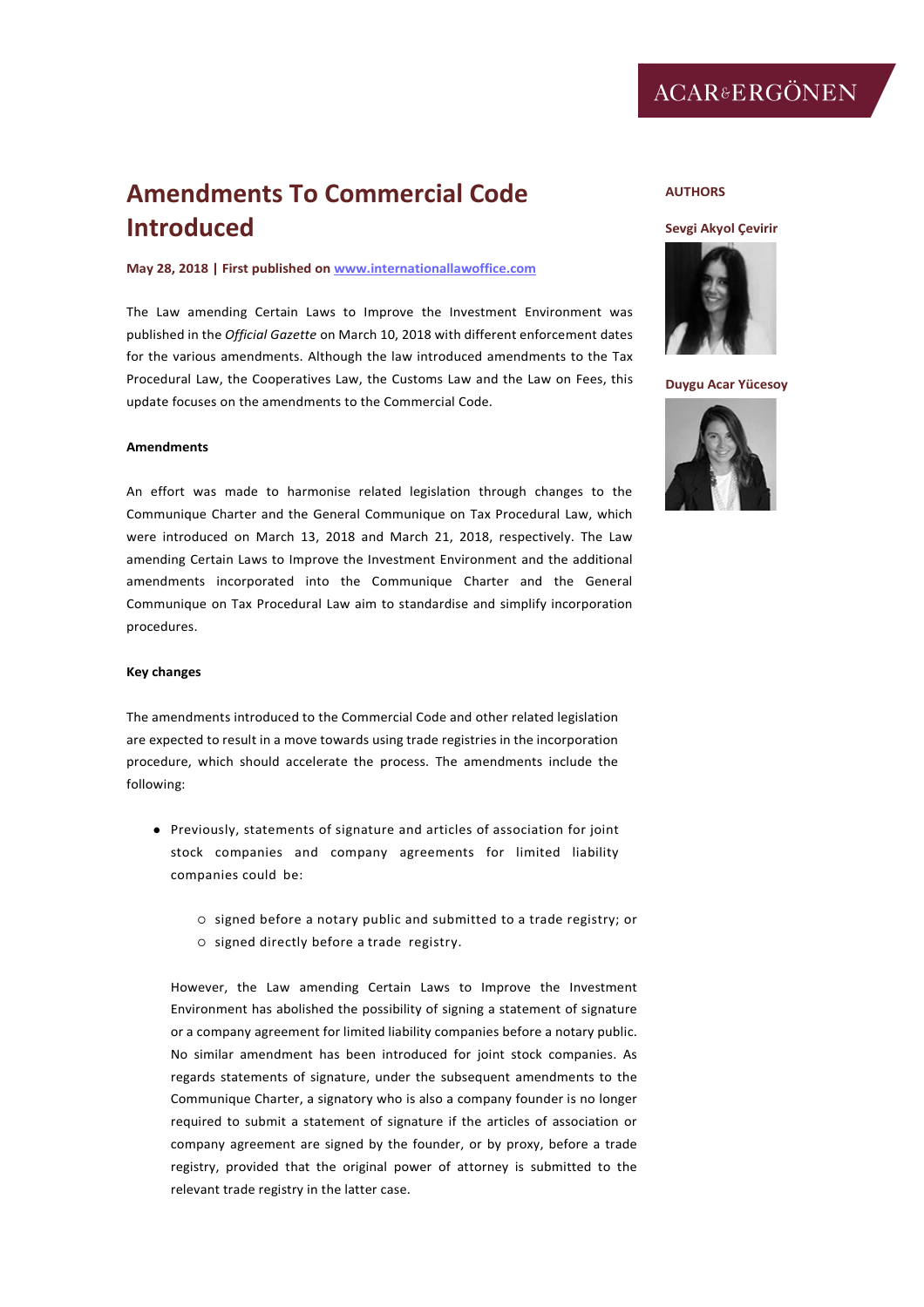# Amendments To Commercial Code Introduced

**May 28, 2018 | First published on [www.internationallawoffice.com](www.internationallawoffice.com)**

**AUTHORS**

**Sevgi Akyol Çevirir**

**Duygu Acar Yücesoy**

The Law amending Certain Laws to Improve the Investment Environment was published in the *Official Gazette* on March 10, 2018 with different enforcement dates for the various amendments. Although the law introduced amendments to the Tax Procedural Law, the Cooperatives Law, the Customs Law and the Law on Fees, this update focuses on the amendments to the Commercial Code.

**Amendments**

An effort was made to harmonise related legislation through changes to the Communique Charter and the General Communique on Tax Procedural Law, which were introduced on March 13, 2018 and March 21, 2018, respectively. The Law amending Certain Laws to Improve the Investment Environment and the additional amendments incorporated into the Communique Charter and the General Communique on Tax Procedural Law aim to standardise and simplify incorporation procedures.

**Key changes**

The amendments introduced to the Commercial Code and other related legislation are expected to result in a move towards using trade registries in the incorporation procedure, which should accelerate the process. The amendments include the following:

- Previously, statements of signature and articles of association for joint stock companies and company agreements for limited liability companies could be:
  - signed before a notary public and submitted to a trade registry; or
  - signed directly before a trade registry.

  However, the Law amending Certain Laws to Improve the Investment Environment has abolished the possibility of signing a statement of signature or a company agreement for limited liability companies before a notary public. No similar amendment has been introduced for joint stock companies. As regards statements of signature, under the subsequent amendments to the Communique Charter, a signatory who is also a company founder is no longer required to submit a statement of signature if the articles of association or company agreement are signed by the founder, or by proxy, before a trade registry, provided that the original power of attorney is submitted to the relevant trade registry in the latter case.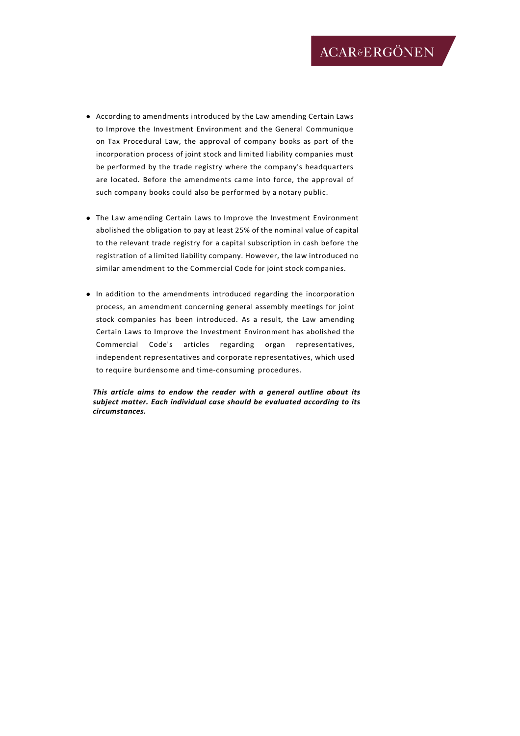- According to amendments introduced by the Law amending Certain Laws to Improve the Investment Environment and the General Communique on Tax Procedural Law, the approval of company books as part of the incorporation process of joint stock and limited liability companies must be performed by the trade registry where the company's headquarters are located. Before the amendments came into force, the approval of such company books could also be performed by a notary public.

- The Law amending Certain Laws to Improve the Investment Environment abolished the obligation to pay at least 25% of the nominal value of capital to the relevant trade registry for a capital subscription in cash before the registration of a limited liability company. However, the law introduced no similar amendment to the Commercial Code for joint stock companies.

- In addition to the amendments introduced regarding the incorporation process, an amendment concerning general assembly meetings for joint stock companies has been introduced. As a result, the Law amending Certain Laws to Improve the Investment Environment has abolished the Commercial Code's articles regarding organ representatives, independent representatives and corporate representatives, which used to require burdensome and time-consuming procedures.

***This article aims to endow the reader with a general outline about its subject matter. Each individual case should be evaluated according to its circumstances.***